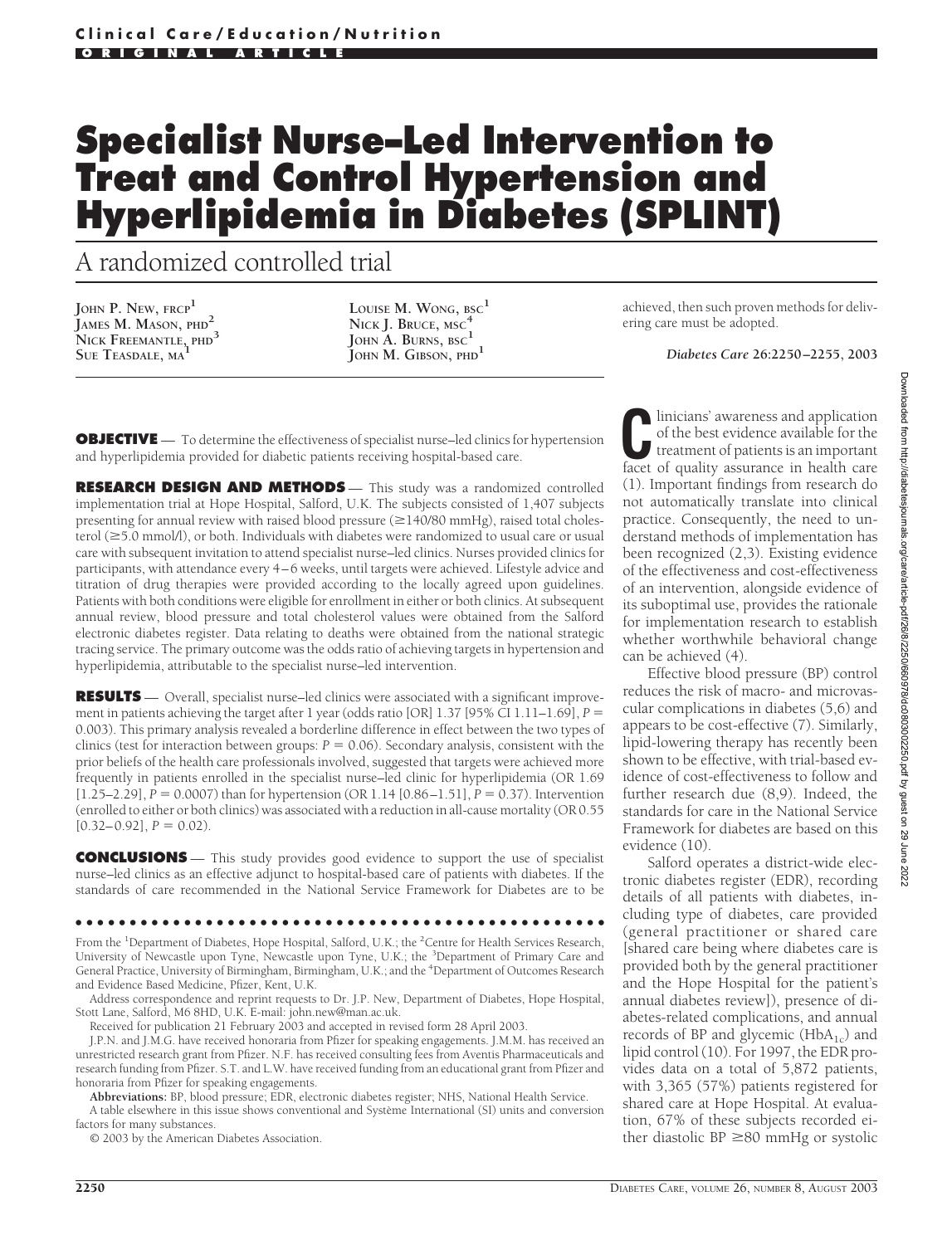Clinical Care/Education/Nutrition

ORIGINAL ARTICLE

# Specialist Nurse–Led Intervention to Treat and Control Hypertension and Hyperlipidemia in Diabetes (SPLINT)

## A randomized controlled trial

JOHN P. NEW, FRCP[1]
JAMES M. MASON, PHD[2]
NICK FREEMANTLE, PHD[3]
SUE TEASDALE, MA[1]
LOUISE M. WONG, BSC[1]
NICK J. BRUCE, MSC[4]
JOHN A. BURNS, BSC[1]
JOHN M. GIBSON, PHD[1]

**OBJECTIVE** — To determine the effectiveness of specialist nurse–led clinics for hypertension and hyperlipidemia provided for diabetic patients receiving hospital-based care.

**RESEARCH DESIGN AND METHODS** — This study was a randomized controlled implementation trial at Hope Hospital, Salford, U.K. The subjects consisted of 1,407 subjects presenting for annual review with raised blood pressure (≥140/80 mmHg), raised total cholesterol (≥5.0 mmol/l), or both. Individuals with diabetes were randomized to usual care or usual care with subsequent invitation to attend specialist nurse–led clinics. Nurses provided clinics for participants, with attendance every 4–6 weeks, until targets were achieved. Lifestyle advice and titration of drug therapies were provided according to the locally agreed upon guidelines. Patients with both conditions were eligible for enrollment in either or both clinics. At subsequent annual review, blood pressure and total cholesterol values were obtained from the Salford electronic diabetes register. Data relating to deaths were obtained from the national strategic tracing service. The primary outcome was the odds ratio of achieving targets in hypertension and hyperlipidemia, attributable to the specialist nurse–led intervention.

**RESULTS** — Overall, specialist nurse–led clinics were associated with a significant improvement in patients achieving the target after 1 year (odds ratio [OR] 1.37 [95% CI 1.11–1.69], $P = 0.003$). This primary analysis revealed a borderline difference in effect between the two types of clinics (test for interaction between groups: $P = 0.06$). Secondary analysis, consistent with the prior beliefs of the health care professionals involved, suggested that targets were achieved more frequently in patients enrolled in the specialist nurse–led clinic for hyperlipidemia (OR 1.69 [1.25–2.29], $P = 0.0007$) than for hypertension (OR 1.14 [0.86–1.51], $P = 0.37$). Intervention (enrolled to either or both clinics) was associated with a reduction in all-cause mortality (OR 0.55 [0.32–0.92], $P = 0.02$).

**CONCLUSIONS** — This study provides good evidence to support the use of specialist nurse–led clinics as an effective adjunct to hospital-based care of patients with diabetes. If the standards of care recommended in the National Service Framework for Diabetes are to be achieved, then such proven methods for delivering care must be adopted.

*Diabetes Care* **26:2250–2255, 2003**

From the [1]Department of Diabetes, Hope Hospital, Salford, U.K.; the [2]Centre for Health Services Research, University of Newcastle upon Tyne, Newcastle upon Tyne, U.K.; the [3]Department of Primary Care and General Practice, University of Birmingham, Birmingham, U.K.; and the [4]Department of Outcomes Research and Evidence Based Medicine, Pfizer, Kent, U.K.

Address correspondence and reprint requests to Dr. J.P. New, Department of Diabetes, Hope Hospital, Stott Lane, Salford, M6 8HD, U.K. E-mail: john.new@man.ac.uk.

Received for publication 21 February 2003 and accepted in revised form 28 April 2003.

J.P.N. and J.M.G. have received honoraria from Pfizer for speaking engagements. J.M.M. has received an unrestricted research grant from Pfizer. N.F. has received consulting fees from Aventis Pharmaceuticals and research funding from Pfizer. S.T. and L.W. have received funding from an educational grant from Pfizer and honoraria from Pfizer for speaking engagements.

**Abbreviations:** BP, blood pressure; EDR, electronic diabetes register; NHS, National Health Service.

A table elsewhere in this issue shows conventional and Système International (SI) units and conversion factors for many substances.

© 2003 by the American Diabetes Association.

Clinicians' awareness and application of the best evidence available for the treatment of patients is an important facet of quality assurance in health care (1). Important findings from research do not automatically translate into clinical practice. Consequently, the need to understand methods of implementation has been recognized (2,3). Existing evidence of the effectiveness and cost-effectiveness of an intervention, alongside evidence of its suboptimal use, provides the rationale for implementation research to establish whether worthwhile behavioral change can be achieved (4).

Effective blood pressure (BP) control reduces the risk of macro- and microvascular complications in diabetes (5,6) and appears to be cost-effective (7). Similarly, lipid-lowering therapy has recently been shown to be effective, with trial-based evidence of cost-effectiveness to follow and further research due (8,9). Indeed, the standards for care in the National Service Framework for diabetes are based on this evidence (10).

Salford operates a district-wide electronic diabetes register (EDR), recording details of all patients with diabetes, including type of diabetes, care provided (general practitioner or shared care [shared care being where diabetes care is provided both by the general practitioner and the Hope Hospital for the patient's annual diabetes review]), presence of diabetes-related complications, and annual records of BP and glycemic ($HbA_{1c}$) and lipid control (10). For 1997, the EDR provides data on a total of 5,872 patients, with 3,365 (57%) patients registered for shared care at Hope Hospital. At evaluation, 67% of these subjects recorded either diastolic BP ≥80 mmHg or systolic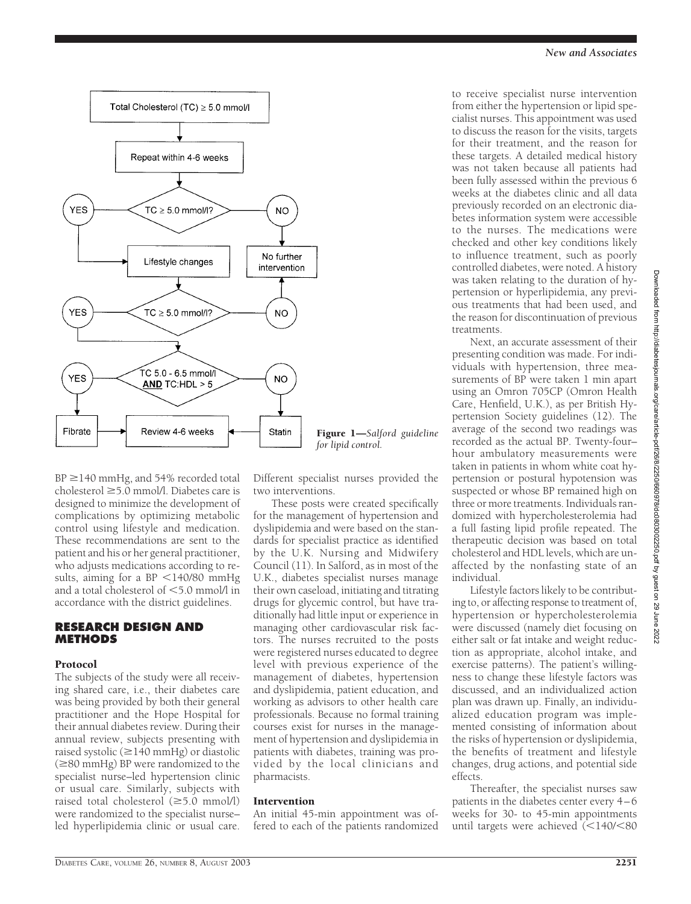Figure 1—*Salford guideline for lipid control.*

BP ≥140 mmHg, and 54% recorded total cholesterol ≥5.0 mmol/l. Diabetes care is designed to minimize the development of complications by optimizing metabolic control using lifestyle and medication. These recommendations are sent to the patient and his or her general practitioner, who adjusts medications according to results, aiming for a BP <140/80 mmHg and a total cholesterol of <5.0 mmol/l in accordance with the district guidelines.

## RESEARCH DESIGN AND METHODS

### Protocol

The subjects of the study were all receiving shared care, i.e., their diabetes care was being provided by both their general practitioner and the Hope Hospital for their annual diabetes review. During their annual review, subjects presenting with raised systolic (≥140 mmHg) or diastolic (≥80 mmHg) BP were randomized to the specialist nurse–led hypertension clinic or usual care. Similarly, subjects with raised total cholesterol (≥5.0 mmol/l) were randomized to the specialist nurse–led hyperlipidemia clinic or usual care. Different specialist nurses provided the two interventions.

These posts were created specifically for the management of hypertension and dyslipidemia and were based on the standards for specialist practice as identified by the U.K. Nursing and Midwifery Council (11). In Salford, as in most of the U.K., diabetes specialist nurses manage their own caseload, initiating and titrating drugs for glycemic control, but have traditionally had little input or experience in managing other cardiovascular risk factors. The nurses recruited to the posts were registered nurses educated to degree level with previous experience of the management of diabetes, hypertension and dyslipidemia, patient education, and working as advisors to other health care professionals. Because no formal training courses exist for nurses in the management of hypertension and dyslipidemia in patients with diabetes, training was provided by the local clinicians and pharmacists.

### Intervention

An initial 45-min appointment was offered to each of the patients randomized to receive specialist nurse intervention from either the hypertension or lipid specialist nurses. This appointment was used to discuss the reason for the visits, targets for their treatment, and the reason for these targets. A detailed medical history was not taken because all patients had been fully assessed within the previous 6 weeks at the diabetes clinic and all data previously recorded on an electronic diabetes information system were accessible to the nurses. The medications were checked and other key conditions likely to influence treatment, such as poorly controlled diabetes, were noted. A history was taken relating to the duration of hypertension or hyperlipidemia, any previous treatments that had been used, and the reason for discontinuation of previous treatments.

Next, an accurate assessment of their presenting condition was made. For individuals with hypertension, three measurements of BP were taken 1 min apart using an Omron 705CP (Omron Health Care, Henfield, U.K.), as per British Hypertension Society guidelines (12). The average of the second two readings was recorded as the actual BP. Twenty-four–hour ambulatory measurements were taken in patients in whom white coat hypertension or postural hypotension was suspected or whose BP remained high on three or more treatments. Individuals randomized with hypercholesterolemia had a full fasting lipid profile repeated. The therapeutic decision was based on total cholesterol and HDL levels, which are unaffected by the nonfasting state of an individual.

Lifestyle factors likely to be contributing to, or affecting response to treatment of, hypertension or hypercholesterolemia were discussed (namely diet focusing on either salt or fat intake and weight reduction as appropriate, alcohol intake, and exercise patterns). The patient's willingness to change these lifestyle factors was discussed, and an individualized action plan was drawn up. Finally, an individualized education program was implemented consisting of information about the risks of hypertension or dyslipidemia, the benefits of treatment and lifestyle changes, drug actions, and potential side effects.

Thereafter, the specialist nurses saw patients in the diabetes center every 4–6 weeks for 30- to 45-min appointments until targets were achieved (<140/<80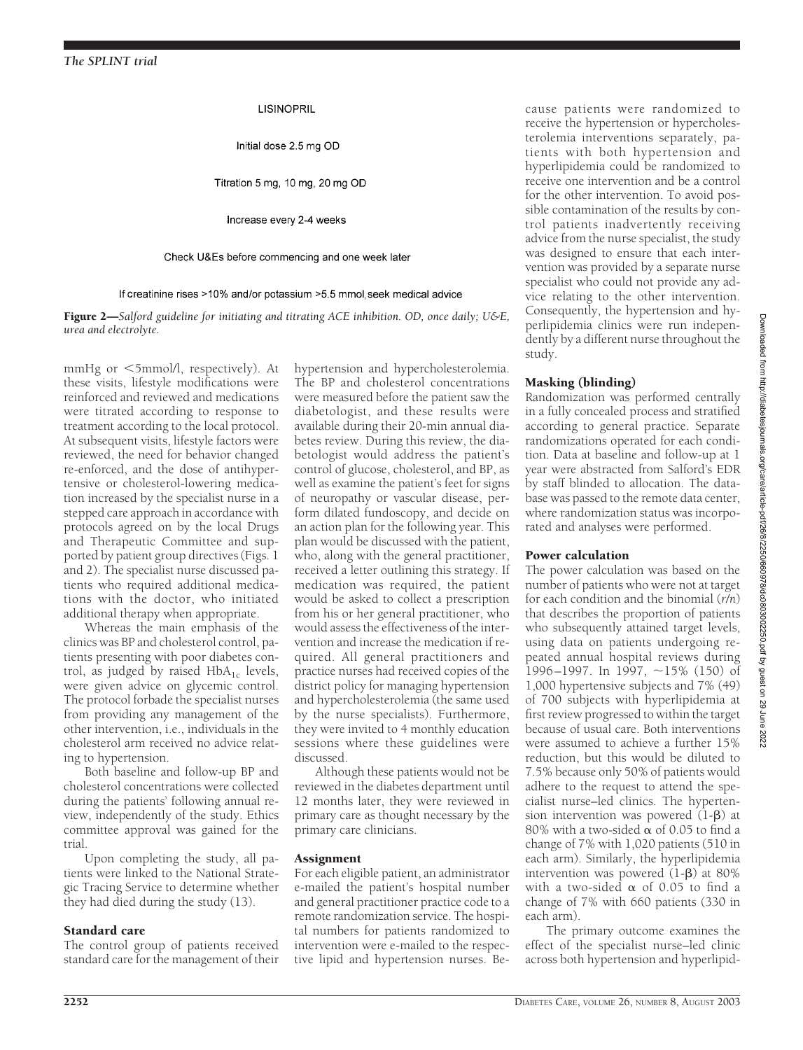LISINOPRIL

Initial dose 2.5 mg OD

Titration 5 mg, 10 mg, 20 mg OD

Increase every 2-4 weeks

Check U&Es before commencing and one week later

If creatinine rises >10% and/or potassium >5.5 mmol, seek medical advice

**Figure 2**—*Salford guideline for initiating and titrating ACE inhibition. OD, once daily; U&E, urea and electrolyte.*

mmHg or <5mmol/l, respectively). At these visits, lifestyle modifications were reinforced and reviewed and medications were titrated according to response to treatment according to the local protocol. At subsequent visits, lifestyle factors were reviewed, the need for behavior changed re-enforced, and the dose of antihypertensive or cholesterol-lowering medication increased by the specialist nurse in a stepped care approach in accordance with protocols agreed on by the local Drugs and Therapeutic Committee and supported by patient group directives (Figs. 1 and 2). The specialist nurse discussed patients who required additional medications with the doctor, who initiated additional therapy when appropriate.

Whereas the main emphasis of the clinics was BP and cholesterol control, patients presenting with poor diabetes control, as judged by raised $HbA_{1c}$ levels, were given advice on glycemic control. The protocol forbade the specialist nurses from providing any management of the other intervention, i.e., individuals in the cholesterol arm received no advice relating to hypertension.

Both baseline and follow-up BP and cholesterol concentrations were collected during the patients' following annual review, independently of the study. Ethics committee approval was gained for the trial.

Upon completing the study, all patients were linked to the National Strategic Tracing Service to determine whether they had died during the study (13).

### Standard care

The control group of patients received standard care for the management of their hypertension and hypercholesterolemia. The BP and cholesterol concentrations were measured before the patient saw the diabetologist, and these results were available during their 20-min annual diabetes review. During this review, the diabetologist would address the patient's control of glucose, cholesterol, and BP, as well as examine the patient's feet for signs of neuropathy or vascular disease, perform dilated fundoscopy, and decide on an action plan for the following year. This plan would be discussed with the patient, who, along with the general practitioner, received a letter outlining this strategy. If medication was required, the patient would be asked to collect a prescription from his or her general practitioner, who would assess the effectiveness of the intervention and increase the medication if required. All general practitioners and practice nurses had received copies of the district policy for managing hypertension and hypercholesterolemia (the same used by the nurse specialists). Furthermore, they were invited to 4 monthly education sessions where these guidelines were discussed.

Although these patients would not be reviewed in the diabetes department until 12 months later, they were reviewed in primary care as thought necessary by the primary care clinicians.

### Assignment

For each eligible patient, an administrator e-mailed the patient's hospital number and general practitioner practice code to a remote randomization service. The hospital numbers for patients randomized to intervention were e-mailed to the respective lipid and hypertension nurses. Because patients were randomized to receive the hypertension or hypercholesterolemia interventions separately, patients with both hypertension and hyperlipidemia could be randomized to receive one intervention and be a control for the other intervention. To avoid possible contamination of the results by control patients inadvertently receiving advice from the nurse specialist, the study was designed to ensure that each intervention was provided by a separate nurse specialist who could not provide any advice relating to the other intervention. Consequently, the hypertension and hyperlipidemia clinics were run independently by a different nurse throughout the study.

### Masking (blinding)

Randomization was performed centrally in a fully concealed process and stratified according to general practice. Separate randomizations operated for each condition. Data at baseline and follow-up at 1 year were abstracted from Salford's EDR by staff blinded to allocation. The database was passed to the remote data center, where randomization status was incorporated and analyses were performed.

### Power calculation

The power calculation was based on the number of patients who were not at target for each condition and the binomial ($r/n$) that describes the proportion of patients who subsequently attained target levels, using data on patients undergoing repeated annual hospital reviews during 1996–1997. In 1997, ~15% (150) of 1,000 hypertensive subjects and 7% (49) of 700 subjects with hyperlipidemia at first review progressed to within the target because of usual care. Both interventions were assumed to achieve a further 15% reduction, but this would be diluted to 7.5% because only 50% of patients would adhere to the request to attend the specialist nurse–led clinics. The hypertension intervention was powered ($1$-$\beta$) at 80% with a two-sided $\alpha$ of 0.05 to find a change of 7% with 1,020 patients (510 in each arm). Similarly, the hyperlipidemia intervention was powered ($1$-$\beta$) at 80% with a two-sided $\alpha$ of 0.05 to find a change of 7% with 660 patients (330 in each arm).

The primary outcome examines the effect of the specialist nurse–led clinic across both hypertension and hyperlipid-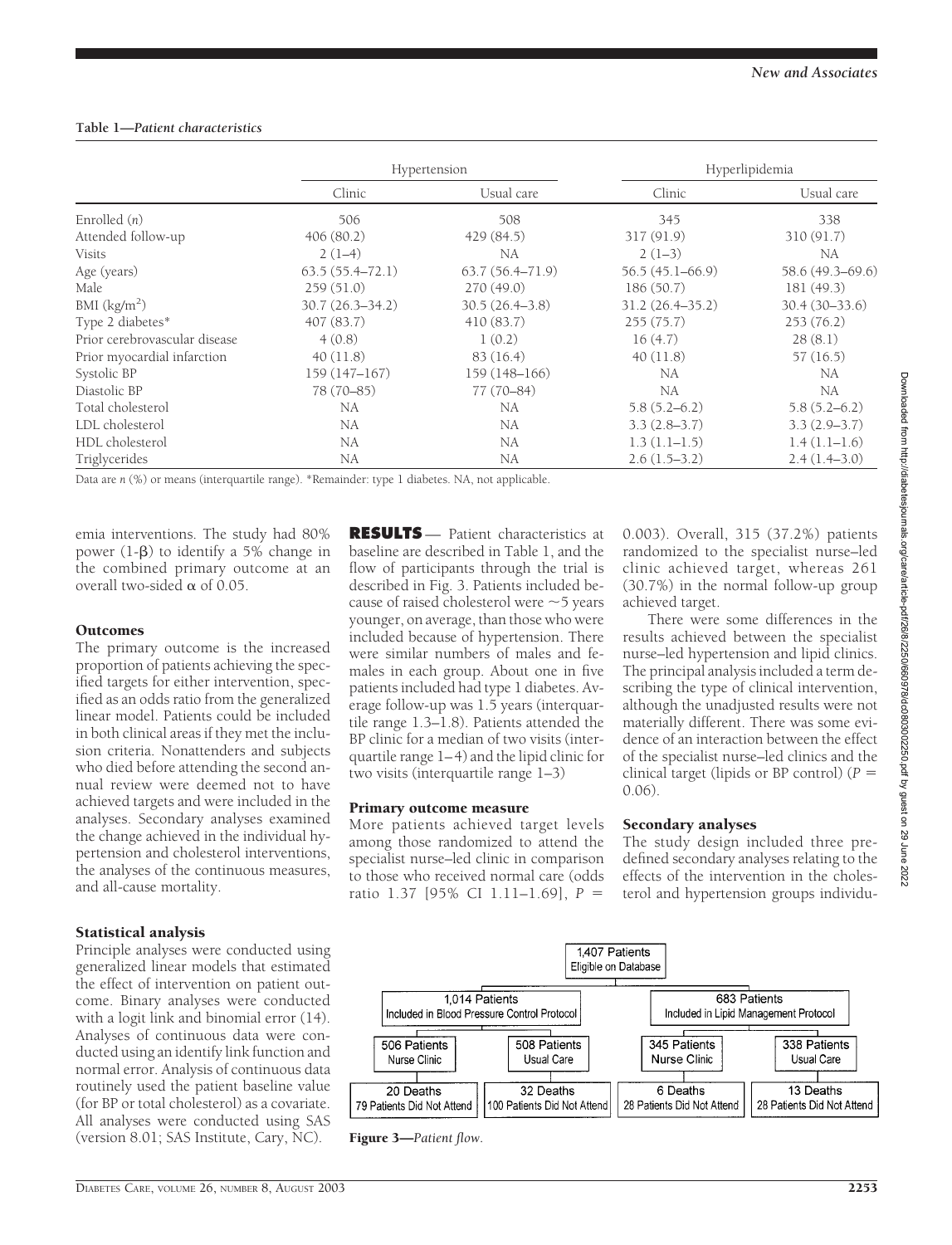**Table 1—Patient characteristics**

| | Hypertension | | Hyperlipidemia | |
|---|---|---|---|---|
| | Clinic | Usual care | Clinic | Usual care |
| Enrolled (*n*) | 506 | 508 | 345 | 338 |
| Attended follow-up | 406 (80.2) | 429 (84.5) | 317 (91.9) | 310 (91.7) |
| Visits | 2 (1–4) | NA | 2 (1–3) | NA |
| Age (years) | 63.5 (55.4–72.1) | 63.7 (56.4–71.9) | 56.5 (45.1–66.9) | 58.6 (49.3–69.6) |
| Male | 259 (51.0) | 270 (49.0) | 186 (50.7) | 181 (49.3) |
| BMI (kg/m$^2$) | 30.7 (26.3–34.2) | 30.5 (26.4–3.8) | 31.2 (26.4–35.2) | 30.4 (30–33.6) |
| Type 2 diabetes* | 407 (83.7) | 410 (83.7) | 255 (75.7) | 253 (76.2) |
| Prior cerebrovascular disease | 4 (0.8) | 1 (0.2) | 16 (4.7) | 28 (8.1) |
| Prior myocardial infarction | 40 (11.8) | 83 (16.4) | 40 (11.8) | 57 (16.5) |
| Systolic BP | 159 (147–167) | 159 (148–166) | NA | NA |
| Diastolic BP | 78 (70–85) | 77 (70–84) | NA | NA |
| Total cholesterol | NA | NA | 5.8 (5.2–6.2) | 5.8 (5.2–6.2) |
| LDL cholesterol | NA | NA | 3.3 (2.8–3.7) | 3.3 (2.9–3.7) |
| HDL cholesterol | NA | NA | 1.3 (1.1–1.5) | 1.4 (1.1–1.6) |
| Triglycerides | NA | NA | 2.6 (1.5–3.2) | 2.4 (1.4–3.0) |

Data are *n* (%) or means (interquartile range). *Remainder: type 1 diabetes. NA, not applicable.

emia interventions. The study had 80% power (1-β) to identify a 5% change in the combined primary outcome at an overall two-sided α of 0.05.

### Outcomes

The primary outcome is the increased proportion of patients achieving the specified targets for either intervention, specified as an odds ratio from the generalized linear model. Patients could be included in both clinical areas if they met the inclusion criteria. Nonattenders and subjects who died before attending the second annual review were deemed not to have achieved targets and were included in the analyses. Secondary analyses examined the change achieved in the individual hypertension and cholesterol interventions, the analyses of the continuous measures, and all-cause mortality.

### Statistical analysis

Principle analyses were conducted using generalized linear models that estimated the effect of intervention on patient outcome. Binary analyses were conducted with a logit link and binomial error (14). Analyses of continuous data were conducted using an identify link function and normal error. Analysis of continuous data routinely used the patient baseline value (for BP or total cholesterol) as a covariate. All analyses were conducted using SAS (version 8.01; SAS Institute, Cary, NC).

## RESULTS

Patient characteristics at baseline are described in Table 1, and the flow of participants through the trial is described in Fig. 3. Patients included because of raised cholesterol were ~5 years younger, on average, than those who were included because of hypertension. There were similar numbers of males and females in each group. About one in five patients included had type 1 diabetes. Average follow-up was 1.5 years (interquartile range 1.3–1.8). Patients attended the BP clinic for a median of two visits (interquartile range 1–4) and the lipid clinic for two visits (interquartile range 1–3)

### Primary outcome measure

More patients achieved target levels among those randomized to attend the specialist nurse–led clinic in comparison to those who received normal care (odds ratio 1.37 [95% CI 1.11–1.69], $P$ = 0.003). Overall, 315 (37.2%) patients randomized to the specialist nurse–led clinic achieved target, whereas 261 (30.7%) in the normal follow-up group achieved target.

There were some differences in the results achieved between the specialist nurse–led hypertension and lipid clinics. The principal analysis included a term describing the type of clinical intervention, although the unadjusted results were not materially different. There was some evidence of an interaction between the effect of the specialist nurse–led clinics and the clinical target (lipids or BP control) ($P$ = 0.06).

### Secondary analyses

The study design included three predefined secondary analyses relating to the effects of the intervention in the cholesterol and hypertension groups individu-

1,407 Patients Eligible on Database
- 1,014 Patients Included in Blood Pressure Control Protocol
  - 506 Patients Nurse Clinic — 20 Deaths, 79 Patients Did Not Attend
  - 508 Patients Usual Care — 32 Deaths, 100 Patients Did Not Attend
- 683 Patients Included in Lipid Management Protocol
  - 345 Patients Nurse Clinic — 6 Deaths, 28 Patients Did Not Attend
  - 338 Patients Usual Care — 13 Deaths, 28 Patients Did Not Attend

**Figure 3**—*Patient flow.*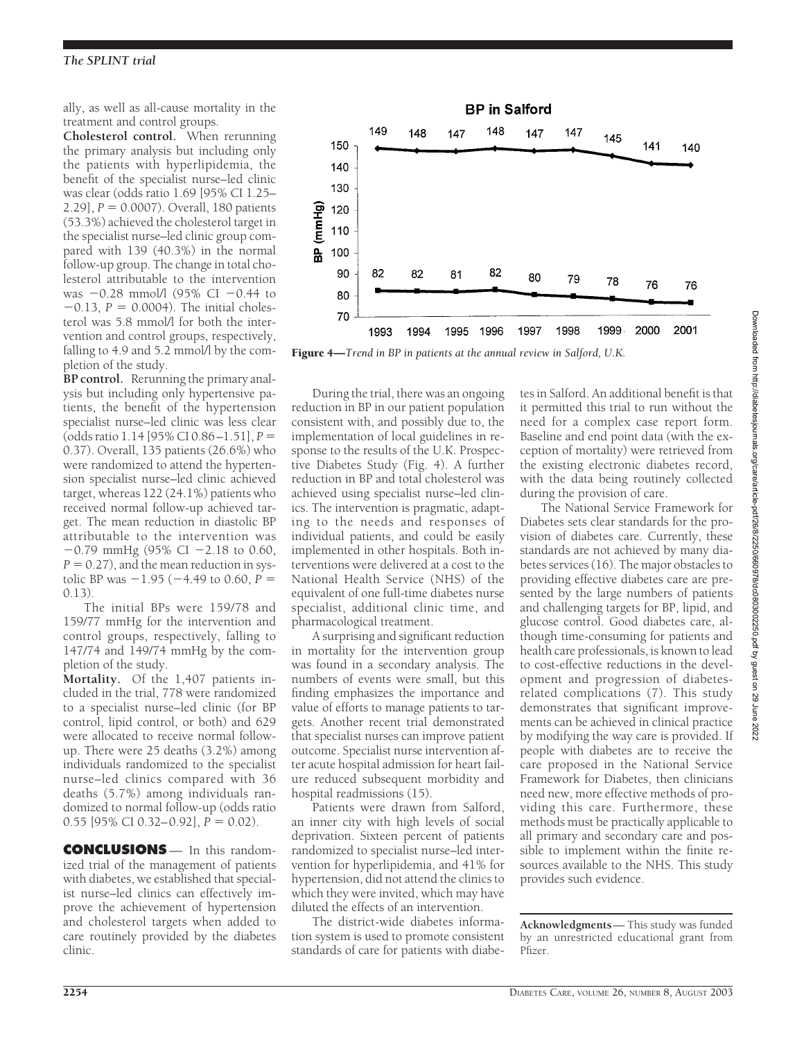ally, as well as all-cause mortality in the treatment and control groups.

**Cholesterol control.** When rerunning the primary analysis but including only the patients with hyperlipidemia, the benefit of the specialist nurse–led clinic was clear (odds ratio 1.69 [95% CI 1.25–2.29], $P = 0.0007$). Overall, 180 patients (53.3%) achieved the cholesterol target in the specialist nurse–led clinic group compared with 139 (40.3%) in the normal follow-up group. The change in total cholesterol attributable to the intervention was −0.28 mmol/l (95% CI −0.44 to −0.13, $P = 0.0004$). The initial cholesterol was 5.8 mmol/l for both the intervention and control groups, respectively, falling to 4.9 and 5.2 mmol/l by the completion of the study.

**BP control.** Rerunning the primary analysis but including only hypertensive patients, the benefit of the hypertension specialist nurse–led clinic was less clear (odds ratio 1.14 [95% CI 0.86–1.51], $P = 0.37$). Overall, 135 patients (26.6%) who were randomized to attend the hypertension specialist nurse–led clinic achieved target, whereas 122 (24.1%) patients who received normal follow-up achieved target. The mean reduction in diastolic BP attributable to the intervention was −0.79 mmHg (95% CI −2.18 to 0.60, $P = 0.27$), and the mean reduction in systolic BP was −1.95 (−4.49 to 0.60, $P = 0.13$).

The initial BPs were 159/78 and 159/77 mmHg for the intervention and control groups, respectively, falling to 147/74 and 149/74 mmHg by the completion of the study.

**Mortality.** Of the 1,407 patients included in the trial, 778 were randomized to a specialist nurse–led clinic (for BP control, lipid control, or both) and 629 were allocated to receive normal follow-up. There were 25 deaths (3.2%) among individuals randomized to the specialist nurse–led clinics compared with 36 deaths (5.7%) among individuals randomized to normal follow-up (odds ratio 0.55 [95% CI 0.32–0.92], $P = 0.02$).

## CONCLUSIONS

In this randomized trial of the management of patients with diabetes, we established that specialist nurse–led clinics can effectively improve the achievement of hypertension and cholesterol targets when added to care routinely provided by the diabetes clinic.

**Figure 4**—*Trend in BP in patients at the annual review in Salford, U.K.*

During the trial, there was an ongoing reduction in BP in our patient population consistent with, and possibly due to, the implementation of local guidelines in response to the results of the U.K. Prospective Diabetes Study (Fig. 4). A further reduction in BP and total cholesterol was achieved using specialist nurse–led clinics. The intervention is pragmatic, adapting to the needs and responses of individual patients, and could be easily implemented in other hospitals. Both interventions were delivered at a cost to the National Health Service (NHS) of the equivalent of one full-time diabetes nurse specialist, additional clinic time, and pharmacological treatment.

A surprising and significant reduction in mortality for the intervention group was found in a secondary analysis. The numbers of events were small, but this finding emphasizes the importance and value of efforts to manage patients to targets. Another recent trial demonstrated that specialist nurses can improve patient outcome. Specialist nurse intervention after acute hospital admission for heart failure reduced subsequent morbidity and hospital readmissions (15).

Patients were drawn from Salford, an inner city with high levels of social deprivation. Sixteen percent of patients randomized to specialist nurse–led intervention for hyperlipidemia, and 41% for hypertension, did not attend the clinics to which they were invited, which may have diluted the effects of an intervention.

The district-wide diabetes information system is used to promote consistent standards of care for patients with diabetes in Salford. An additional benefit is that it permitted this trial to run without the need for a complex case report form. Baseline and end point data (with the exception of mortality) were retrieved from the existing electronic diabetes record, with the data being routinely collected during the provision of care.

The National Service Framework for Diabetes sets clear standards for the provision of diabetes care. Currently, these standards are not achieved by many diabetes services (16). The major obstacles to providing effective diabetes care are presented by the large numbers of patients and challenging targets for BP, lipid, and glucose control. Good diabetes care, although time-consuming for patients and health care professionals, is known to lead to cost-effective reductions in the development and progression of diabetes-related complications (7). This study demonstrates that significant improvements can be achieved in clinical practice by modifying the way care is provided. If people with diabetes are to receive the care proposed in the National Service Framework for Diabetes, then clinicians need new, more effective methods of providing this care. Furthermore, these methods must be practically applicable to all primary and secondary care and possible to implement within the finite resources available to the NHS. This study provides such evidence.

**Acknowledgments**— This study was funded by an unrestricted educational grant from Pfizer.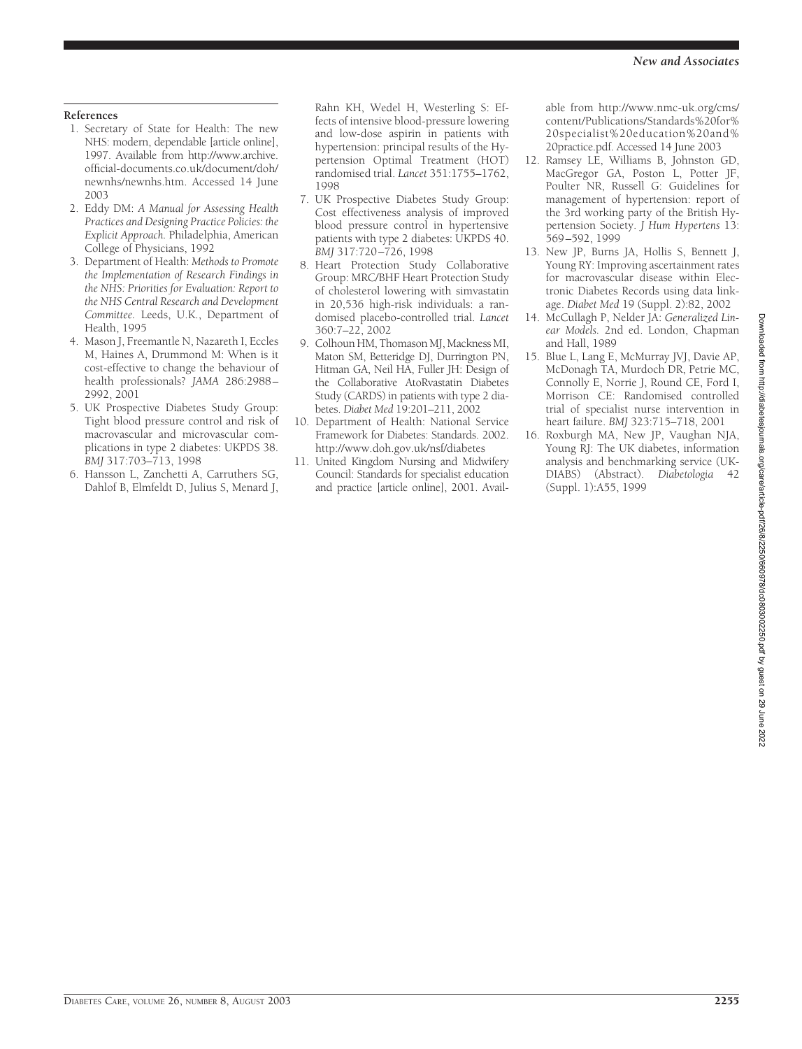#### References

1. Secretary of State for Health: The new NHS: modern, dependable [article online], 1997. Available from http://www.archive.official-documents.co.uk/document/doh/newnhs/newnhs.htm. Accessed 14 June 2003
2. Eddy DM: *A Manual for Assessing Health Practices and Designing Practice Policies: the Explicit Approach.* Philadelphia, American College of Physicians, 1992
3. Department of Health: *Methods to Promote the Implementation of Research Findings in the NHS: Priorities for Evaluation: Report to the NHS Central Research and Development Committee.* Leeds, U.K., Department of Health, 1995
4. Mason J, Freemantle N, Nazareth I, Eccles M, Haines A, Drummond M: When is it cost-effective to change the behaviour of health professionals? *JAMA* 286:2988–2992, 2001
5. UK Prospective Diabetes Study Group: Tight blood pressure control and risk of macrovascular and microvascular complications in type 2 diabetes: UKPDS 38. *BMJ* 317:703–713, 1998
6. Hansson L, Zanchetti A, Carruthers SG, Dahlof B, Elmfeldt D, Julius S, Menard J, Rahn KH, Wedel H, Westerling S: Effects of intensive blood-pressure lowering and low-dose aspirin in patients with hypertension: principal results of the Hypertension Optimal Treatment (HOT) randomised trial. *Lancet* 351:1755–1762, 1998
7. UK Prospective Diabetes Study Group: Cost effectiveness analysis of improved blood pressure control in hypertensive patients with type 2 diabetes: UKPDS 40. *BMJ* 317:720–726, 1998
8. Heart Protection Study Collaborative Group: MRC/BHF Heart Protection Study of cholesterol lowering with simvastatin in 20,536 high-risk individuals: a randomised placebo-controlled trial. *Lancet* 360:7–22, 2002
9. Colhoun HM, Thomason MJ, Mackness MI, Maton SM, Betteridge DJ, Durrington PN, Hitman GA, Neil HA, Fuller JH: Design of the Collaborative AtoRvastatin Diabetes Study (CARDS) in patients with type 2 diabetes. *Diabet Med* 19:201–211, 2002
10. Department of Health: National Service Framework for Diabetes: Standards. 2002. http://www.doh.gov.uk/nsf/diabetes
11. United Kingdom Nursing and Midwifery Council: Standards for specialist education and practice [article online], 2001. Available from http://www.nmc-uk.org/cms/content/Publications/Standards%20for%20specialist%20education%20and%20practice.pdf. Accessed 14 June 2003
12. Ramsey LE, Williams B, Johnston GD, MacGregor GA, Poston L, Potter JF, Poulter NR, Russell G: Guidelines for management of hypertension: report of the 3rd working party of the British Hypertension Society. *J Hum Hypertens* 13: 569–592, 1999
13. New JP, Burns JA, Hollis S, Bennett J, Young RY: Improving ascertainment rates for macrovascular disease within Electronic Diabetes Records using data linkage. *Diabet Med* 19 (Suppl. 2):82, 2002
14. McCullagh P, Nelder JA: *Generalized Linear Models.* 2nd ed. London, Chapman and Hall, 1989
15. Blue L, Lang E, McMurray JVJ, Davie AP, McDonagh TA, Murdoch DR, Petrie MC, Connolly E, Norrie J, Round CE, Ford I, Morrison CE: Randomised controlled trial of specialist nurse intervention in heart failure. *BMJ* 323:715–718, 2001
16. Roxburgh MA, New JP, Vaughan NJA, Young RJ: The UK diabetes, information analysis and benchmarking service (UKDIABS) (Abstract). *Diabetologia* 42 (Suppl. 1):A55, 1999